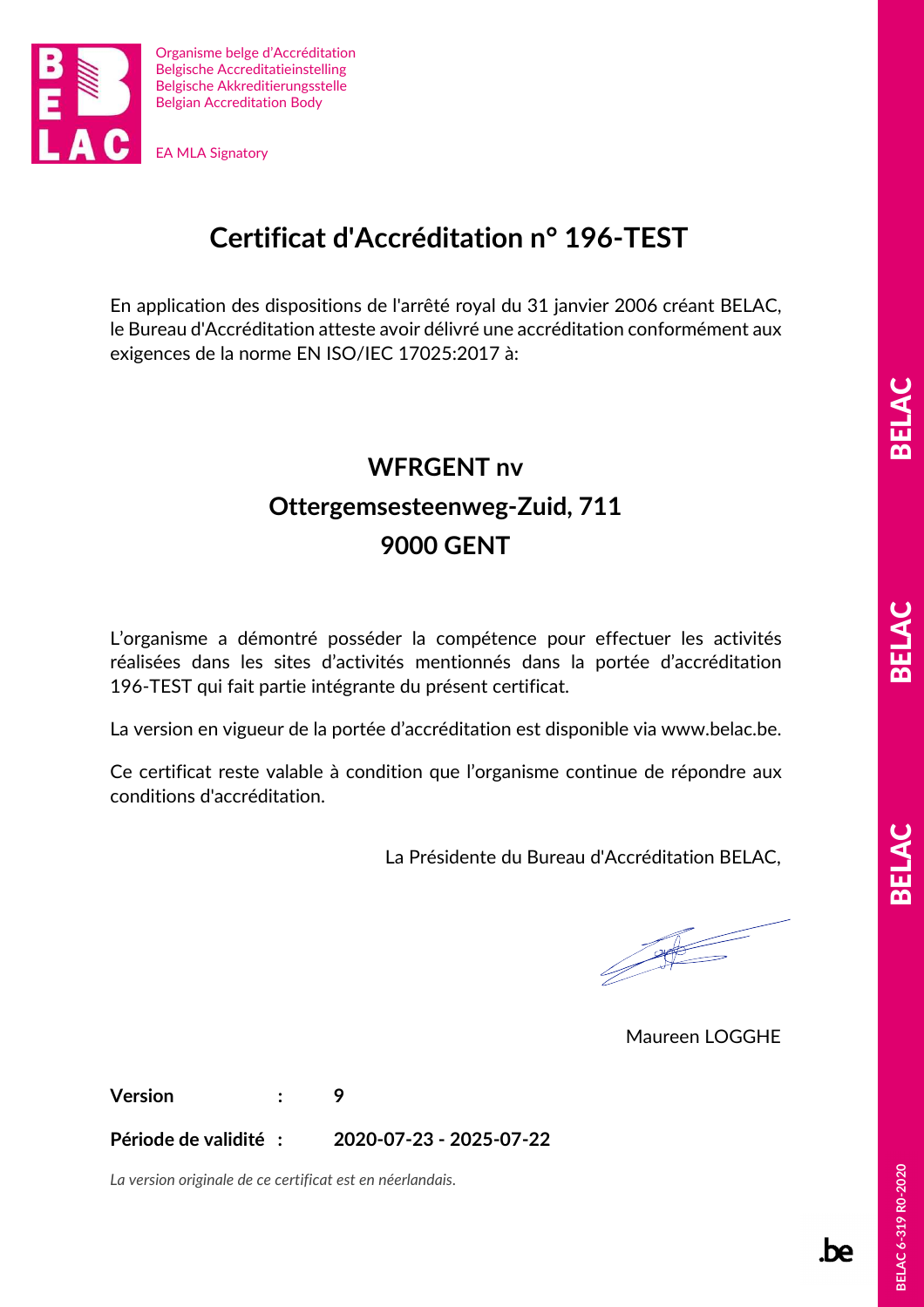Organisme belge d'Accréditation
Belgische Accreditatieinstelling
Belgische Akkreditierungsstelle
Belgian Accreditation Body

EA MLA Signatory

# Certificat d'Accréditation n° 196-TEST

En application des dispositions de l'arrêté royal du 31 janvier 2006 créant BELAC, le Bureau d'Accréditation atteste avoir délivré une accréditation conformément aux exigences de la norme EN ISO/IEC 17025:2017 à:

## WFRGENT nv
## Ottergemsesteenweg-Zuid, 711
## 9000 GENT

L'organisme a démontré posséder la compétence pour effectuer les activités réalisées dans les sites d'activités mentionnés dans la portée d'accréditation 196-TEST qui fait partie intégrante du présent certificat.

La version en vigueur de la portée d'accréditation est disponible via www.belac.be.

Ce certificat reste valable à condition que l'organisme continue de répondre aux conditions d'accréditation.

La Présidente du Bureau d'Accréditation BELAC,

Maureen LOGGHE

**Version** : **9**

**Période de validité** : **2020-07-23 - 2025-07-22**

*La version originale de ce certificat est en néerlandais.*

BELAC 6-319 R0-2020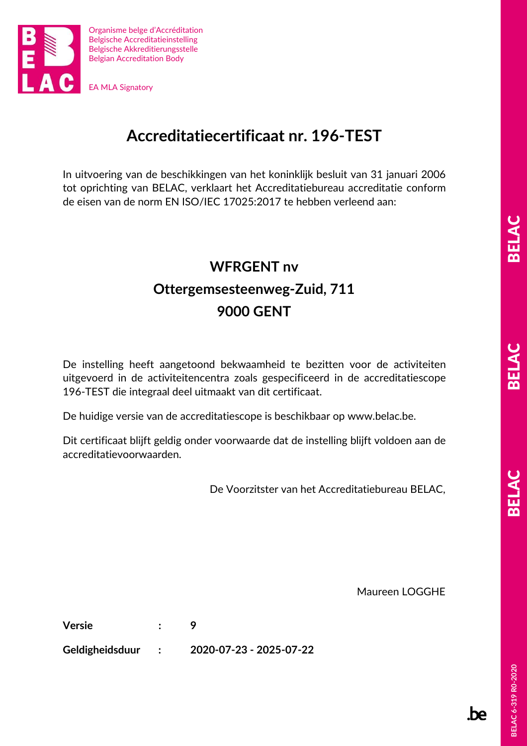Organisme belge d'Accréditation
Belgische Accreditatieinstelling
Belgische Akkreditierungsstelle
Belgian Accreditation Body

EA MLA Signatory

# Accreditatiecertificaat nr. 196-TEST

In uitvoering van de beschikkingen van het koninklijk besluit van 31 januari 2006 tot oprichting van BELAC, verklaart het Accreditatiebureau accreditatie conform de eisen van de norm EN ISO/IEC 17025:2017 te hebben verleend aan:

**WFRGENT nv**
**Ottergemsesteenweg-Zuid, 711**
**9000 GENT**

De instelling heeft aangetoond bekwaamheid te bezitten voor de activiteiten uitgevoerd in de activiteitencentra zoals gespecificeerd in de accreditatiescope 196-TEST die integraal deel uitmaakt van dit certificaat.

De huidige versie van de accreditatiescope is beschikbaar op www.belac.be.

Dit certificaat blijft geldig onder voorwaarde dat de instelling blijft voldoen aan de accreditatievoorwaarden.

De Voorzitster van het Accreditatiebureau BELAC,

Maureen LOGGHE

**Versie** : **9**

**Geldigheidsduur** : **2020-07-23 - 2025-07-22**

BELAC 6-319 R0-2020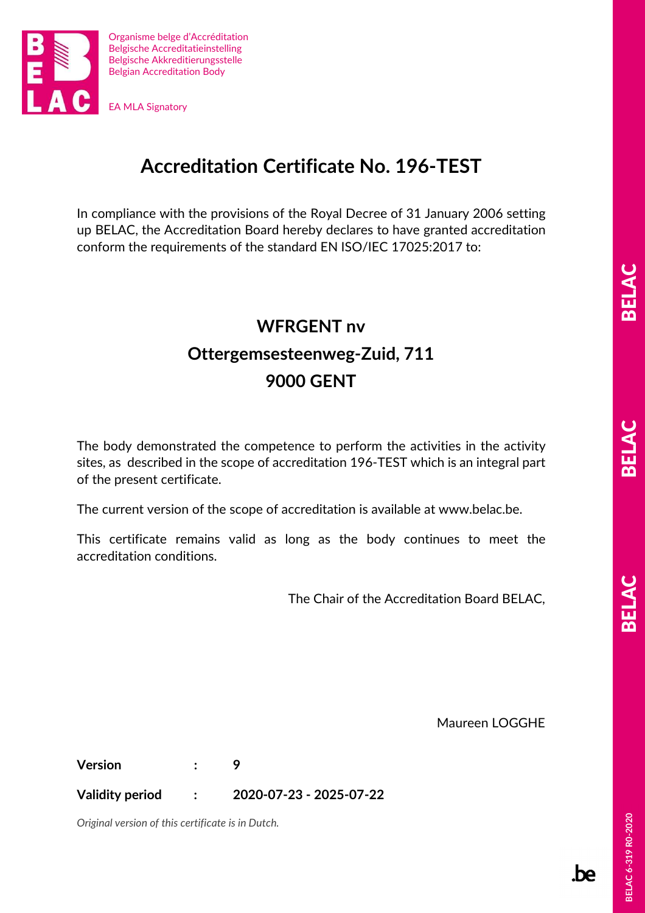Organisme belge d'Accréditation
Belgische Accreditatieinstelling
Belgische Akkreditierungsstelle
Belgian Accreditation Body

EA MLA Signatory

# Accreditation Certificate No. 196-TEST

In compliance with the provisions of the Royal Decree of 31 January 2006 setting up BELAC, the Accreditation Board hereby declares to have granted accreditation conform the requirements of the standard EN ISO/IEC 17025:2017 to:

**WFRGENT nv**
**Ottergemsesteenweg-Zuid, 711**
**9000 GENT**

The body demonstrated the competence to perform the activities in the activity sites, as described in the scope of accreditation 196-TEST which is an integral part of the present certificate.

The current version of the scope of accreditation is available at www.belac.be.

This certificate remains valid as long as the body continues to meet the accreditation conditions.

The Chair of the Accreditation Board BELAC,

Maureen LOGGHE

**Version** : **9**

**Validity period** : **2020-07-23 - 2025-07-22**

*Original version of this certificate is in Dutch.*

BELAC 6-319 R0-2020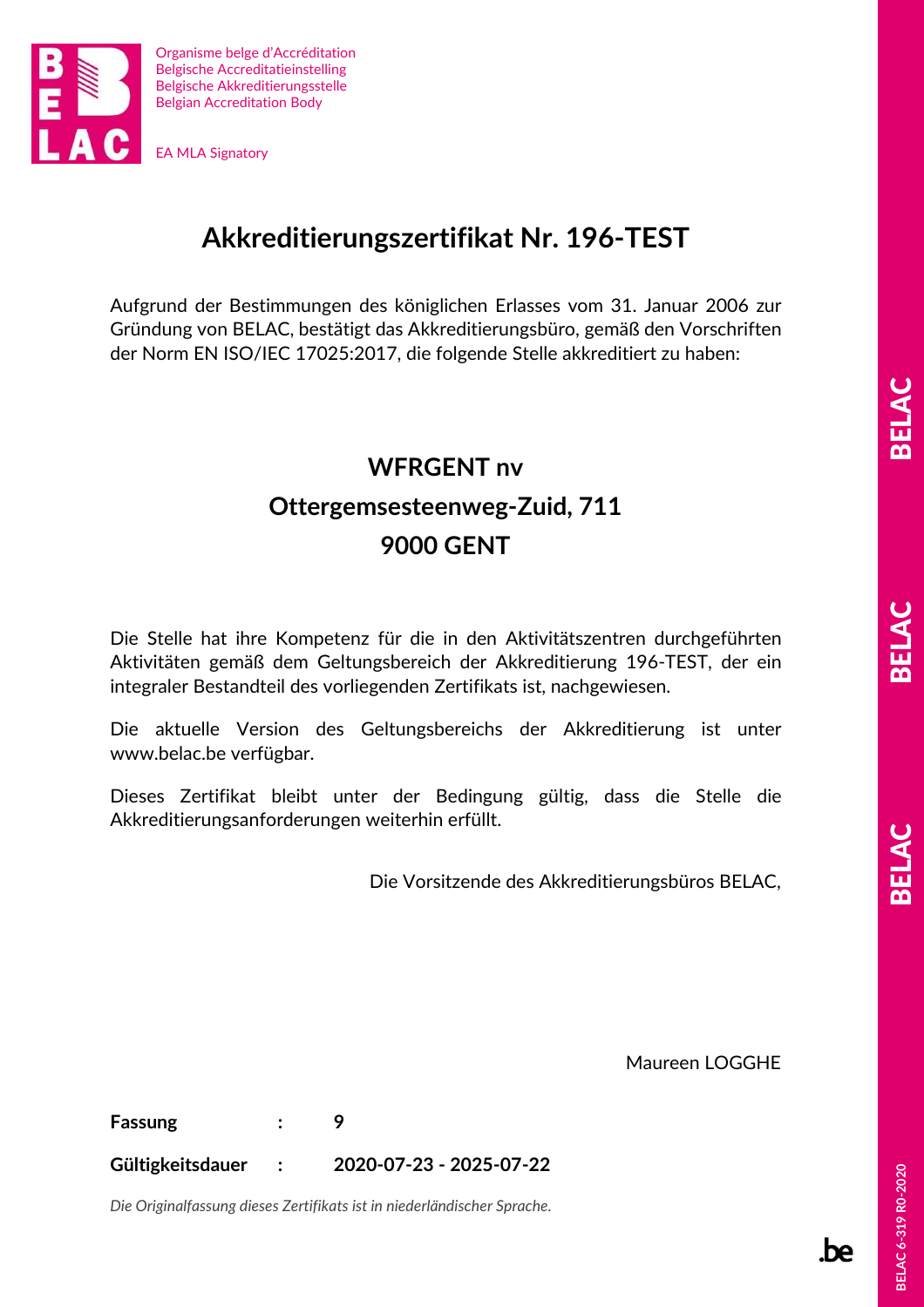Organisme belge d'Accréditation
Belgische Accreditatieinstelling
Belgische Akkreditierungsstelle
Belgian Accreditation Body

EA MLA Signatory

# Akkreditierungszertifikat Nr. 196-TEST

Aufgrund der Bestimmungen des königlichen Erlasses vom 31. Januar 2006 zur Gründung von BELAC, bestätigt das Akkreditierungsbüro, gemäß den Vorschriften der Norm EN ISO/IEC 17025:2017, die folgende Stelle akkreditiert zu haben:

## WFRGENT nv
## Ottergemsesteenweg-Zuid, 711
## 9000 GENT

Die Stelle hat ihre Kompetenz für die in den Aktivitätszentren durchgeführten Aktivitäten gemäß dem Geltungsbereich der Akkreditierung 196-TEST, der ein integraler Bestandteil des vorliegenden Zertifikats ist, nachgewiesen.

Die aktuelle Version des Geltungsbereichs der Akkreditierung ist unter www.belac.be verfügbar.

Dieses Zertifikat bleibt unter der Bedingung gültig, dass die Stelle die Akkreditierungsanforderungen weiterhin erfüllt.

Die Vorsitzende des Akkreditierungsbüros BELAC,

Maureen LOGGHE

**Fassung** : **9**

**Gültigkeitsdauer** : **2020-07-23 - 2025-07-22**

*Die Originalfassung dieses Zertifikats ist in niederländischer Sprache.*

BELAC 6-319 R0-2020